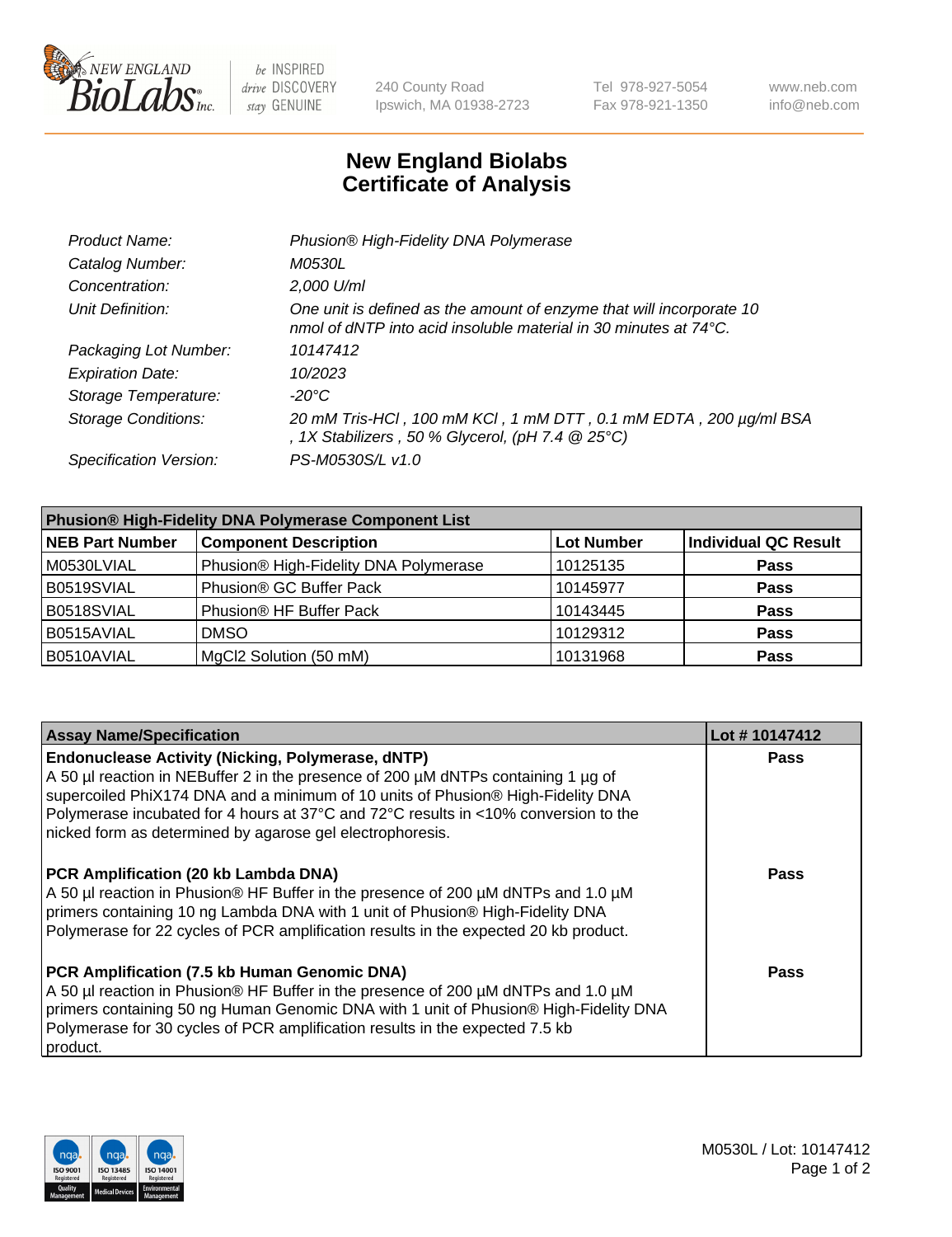# New England Biolabs Certificate of Analysis

| | |
|---|---|
| *Product Name:* | *Phusion® High-Fidelity DNA Polymerase* |
| *Catalog Number:* | *M0530L* |
| *Concentration:* | *2,000 U/ml* |
| *Unit Definition:* | *One unit is defined as the amount of enzyme that will incorporate 10 nmol of dNTP into acid insoluble material in 30 minutes at 74°C.* |
| *Packaging Lot Number:* | *10147412* |
| *Expiration Date:* | *10/2023* |
| *Storage Temperature:* | *-20°C* |
| *Storage Conditions:* | *20 mM Tris-HCl , 100 mM KCl , 1 mM DTT , 0.1 mM EDTA , 200 µg/ml BSA , 1X Stabilizers , 50 % Glycerol, (pH 7.4 @ 25°C)* |
| *Specification Version:* | *PS-M0530S/L v1.0* |

| **Phusion® High-Fidelity DNA Polymerase Component List** | | | |
|---|---|---|---|
| **NEB Part Number** | **Component Description** | **Lot Number** | **Individual QC Result** |
| M0530LVIAL | Phusion® High-Fidelity DNA Polymerase | 10125135 | **Pass** |
| B0519SVIAL | Phusion® GC Buffer Pack | 10145977 | **Pass** |
| B0518SVIAL | Phusion® HF Buffer Pack | 10143445 | **Pass** |
| B0515AVIAL | DMSO | 10129312 | **Pass** |
| B0510AVIAL | MgCl2 Solution (50 mM) | 10131968 | **Pass** |

| **Assay Name/Specification** | **Lot # 10147412** |
|---|---|
| **Endonuclease Activity (Nicking, Polymerase, dNTP)** A 50 µl reaction in NEBuffer 2 in the presence of 200 µM dNTPs containing 1 µg of supercoiled PhiX174 DNA and a minimum of 10 units of Phusion® High-Fidelity DNA Polymerase incubated for 4 hours at 37°C and 72°C results in <10% conversion to the nicked form as determined by agarose gel electrophoresis. | **Pass** |
| **PCR Amplification (20 kb Lambda DNA)** A 50 µl reaction in Phusion® HF Buffer in the presence of 200 µM dNTPs and 1.0 µM primers containing 10 ng Lambda DNA with 1 unit of Phusion® High-Fidelity DNA Polymerase for 22 cycles of PCR amplification results in the expected 20 kb product. | **Pass** |
| **PCR Amplification (7.5 kb Human Genomic DNA)** A 50 µl reaction in Phusion® HF Buffer in the presence of 200 µM dNTPs and 1.0 µM primers containing 50 ng Human Genomic DNA with 1 unit of Phusion® High-Fidelity DNA Polymerase for 30 cycles of PCR amplification results in the expected 7.5 kb product. | **Pass** |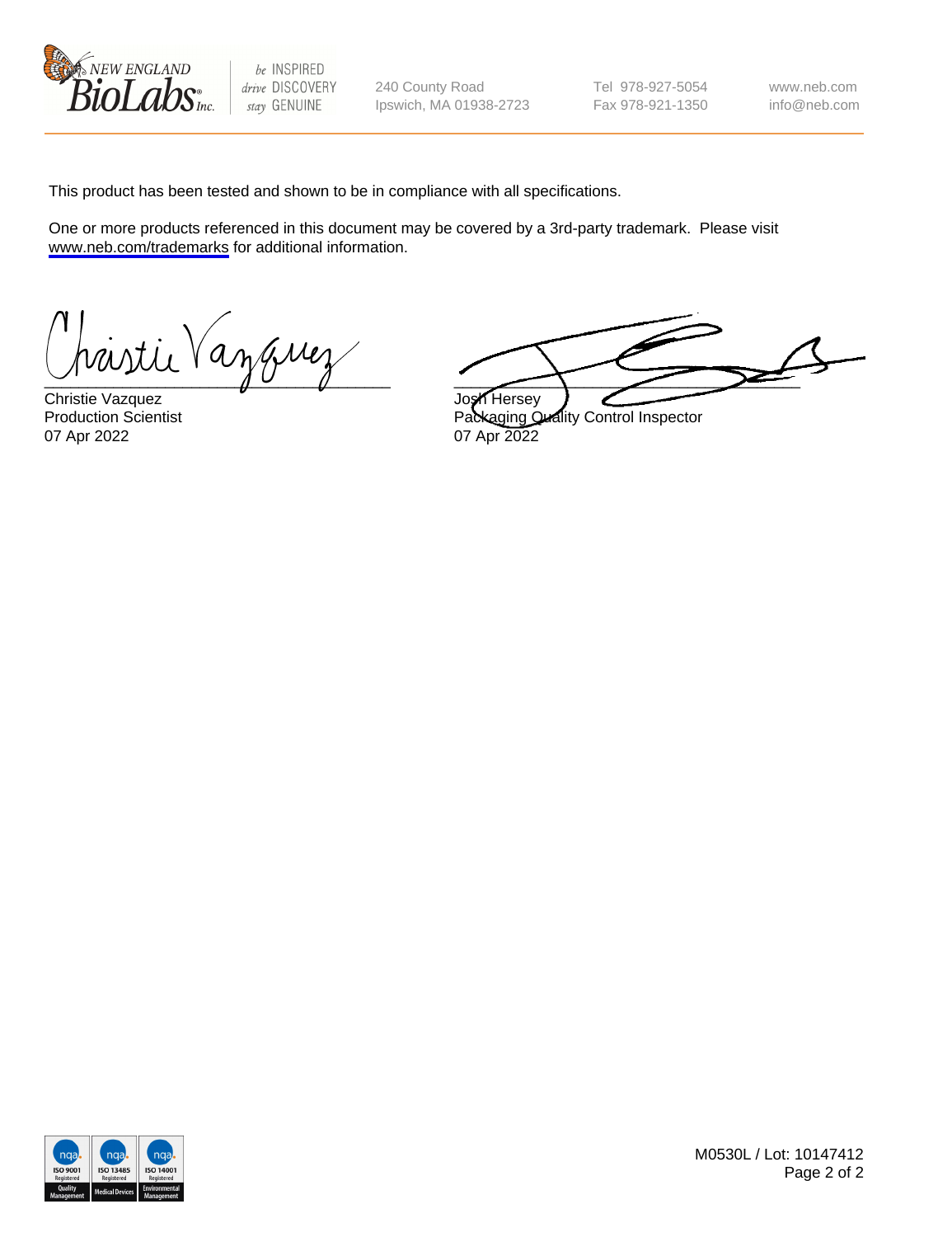This product has been tested and shown to be in compliance with all specifications.

One or more products referenced in this document may be covered by a 3rd-party trademark. Please visit www.neb.com/trademarks for additional information.

Christie Vazquez
Production Scientist
07 Apr 2022

Josh Hersey
Packaging Quality Control Inspector
07 Apr 2022

M0530L / Lot: 10147412